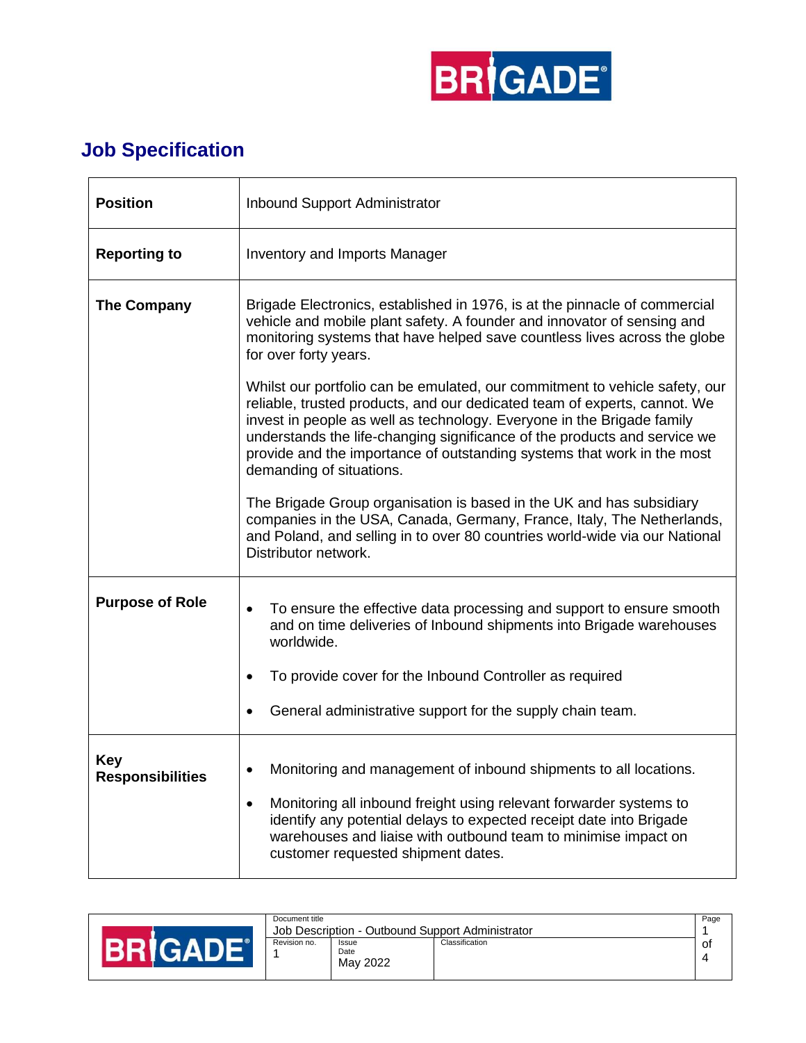## Job Specification

| | |
|---|---|
| **Position** | Inbound Support Administrator |
| **Reporting to** | Inventory and Imports Manager |
| **The Company** | Brigade Electronics, established in 1976, is at the pinnacle of commercial vehicle and mobile plant safety. A founder and innovator of sensing and monitoring systems that have helped save countless lives across the globe for over forty years.<br><br>Whilst our portfolio can be emulated, our commitment to vehicle safety, our reliable, trusted products, and our dedicated team of experts, cannot. We invest in people as well as technology. Everyone in the Brigade family understands the life-changing significance of the products and service we provide and the importance of outstanding systems that work in the most demanding of situations.<br><br>The Brigade Group organisation is based in the UK and has subsidiary companies in the USA, Canada, Germany, France, Italy, The Netherlands, and Poland, and selling in to over 80 countries world-wide via our National Distributor network. |
| **Purpose of Role** | • To ensure the effective data processing and support to ensure smooth and on time deliveries of Inbound shipments into Brigade warehouses worldwide.<br><br>• To provide cover for the Inbound Controller as required<br><br>• General administrative support for the supply chain team. |
| **Key Responsibilities** | • Monitoring and management of inbound shipments to all locations.<br><br>• Monitoring all inbound freight using relevant forwarder systems to identify any potential delays to expected receipt date into Brigade warehouses and liaise with outbound team to minimise impact on customer requested shipment dates. |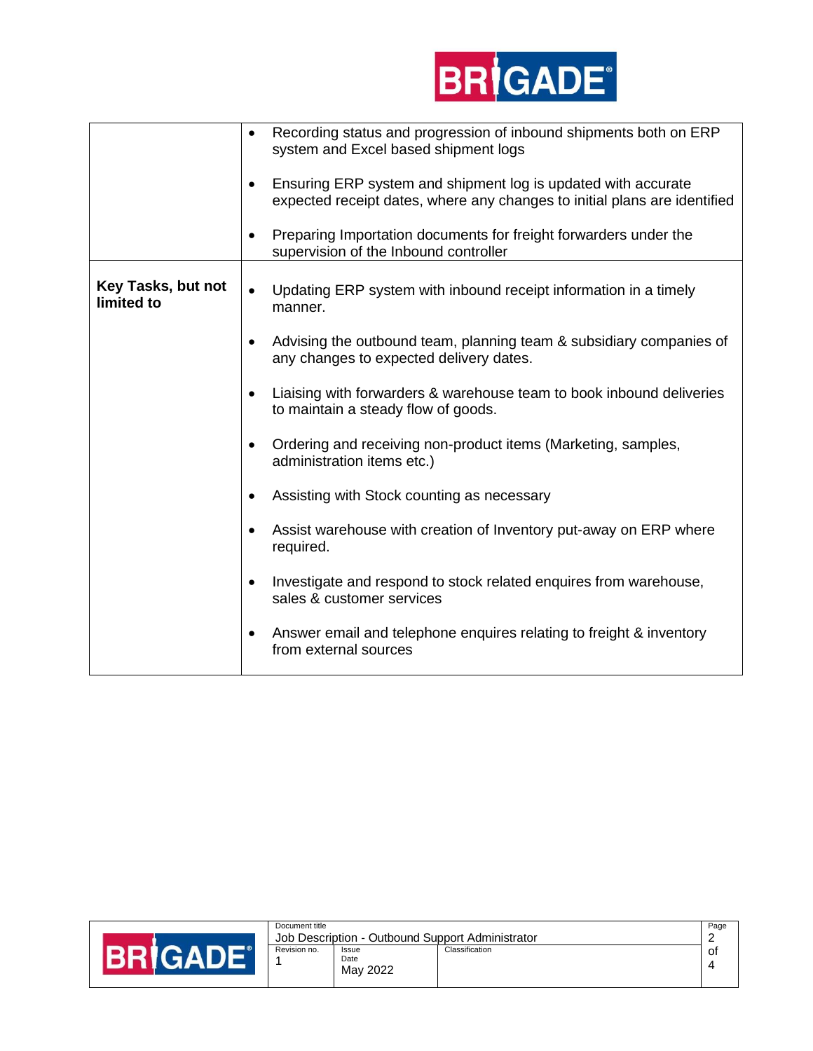| | |
|---|---|
| | • Recording status and progression of inbound shipments both on ERP system and Excel based shipment logs<br><br>• Ensuring ERP system and shipment log is updated with accurate expected receipt dates, where any changes to initial plans are identified<br><br>• Preparing Importation documents for freight forwarders under the supervision of the Inbound controller |
| **Key Tasks, but not limited to** | • Updating ERP system with inbound receipt information in a timely manner.<br><br>• Advising the outbound team, planning team & subsidiary companies of any changes to expected delivery dates.<br><br>• Liaising with forwarders & warehouse team to book inbound deliveries to maintain a steady flow of goods.<br><br>• Ordering and receiving non-product items (Marketing, samples, administration items etc.)<br><br>• Assisting with Stock counting as necessary<br><br>• Assist warehouse with creation of Inventory put-away on ERP where required.<br><br>• Investigate and respond to stock related enquires from warehouse, sales & customer services<br><br>• Answer email and telephone enquires relating to freight & inventory from external sources |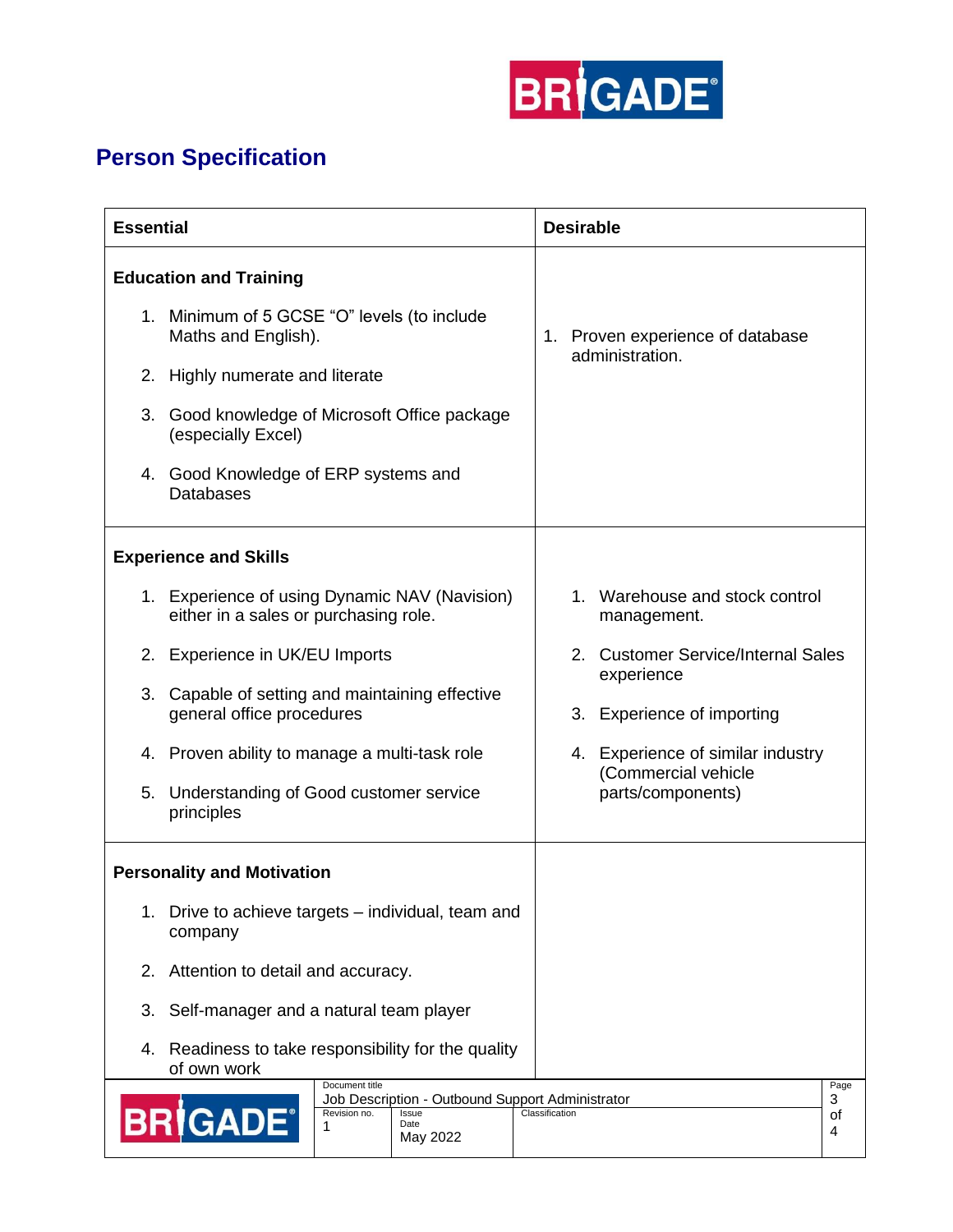## Person Specification

| Essential | Desirable |
|---|---|
| **Education and Training**<br><br>1. Minimum of 5 GCSE "O" levels (to include Maths and English).<br>2. Highly numerate and literate<br>3. Good knowledge of Microsoft Office package (especially Excel)<br>4. Good Knowledge of ERP systems and Databases | 1. Proven experience of database administration. |
| **Experience and Skills**<br><br>1. Experience of using Dynamic NAV (Navision) either in a sales or purchasing role.<br>2. Experience in UK/EU Imports<br>3. Capable of setting and maintaining effective general office procedures<br>4. Proven ability to manage a multi-task role<br>5. Understanding of Good customer service principles | 1. Warehouse and stock control management.<br>2. Customer Service/Internal Sales experience<br>3. Experience of importing<br>4. Experience of similar industry (Commercial vehicle parts/components) |
| **Personality and Motivation**<br><br>1. Drive to achieve targets – individual, team and company<br>2. Attention to detail and accuracy.<br>3. Self-manager and a natural team player<br>4. Readiness to take responsibility for the quality of own work | |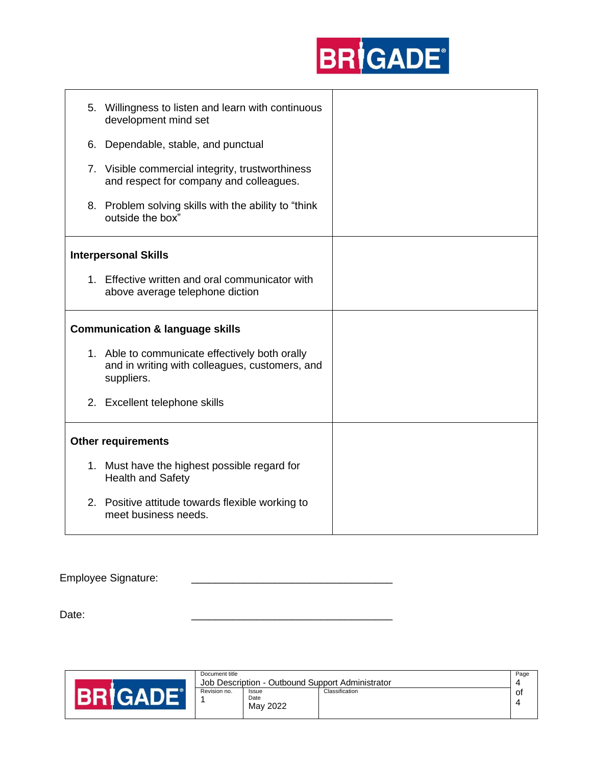| | |
|---|---|
| 5. Willingness to listen and learn with continuous development mind set<br><br>6. Dependable, stable, and punctual<br><br>7. Visible commercial integrity, trustworthiness and respect for company and colleagues.<br><br>8. Problem solving skills with the ability to "think outside the box" | |
| **Interpersonal Skills**<br><br>1. Effective written and oral communicator with above average telephone diction | |
| **Communication & language skills**<br><br>1. Able to communicate effectively both orally and in writing with colleagues, customers, and suppliers.<br><br>2. Excellent telephone skills | |
| **Other requirements**<br><br>1. Must have the highest possible regard for Health and Safety<br><br>2. Positive attitude towards flexible working to meet business needs. | |

Employee Signature: ________________________________

Date: ________________________________